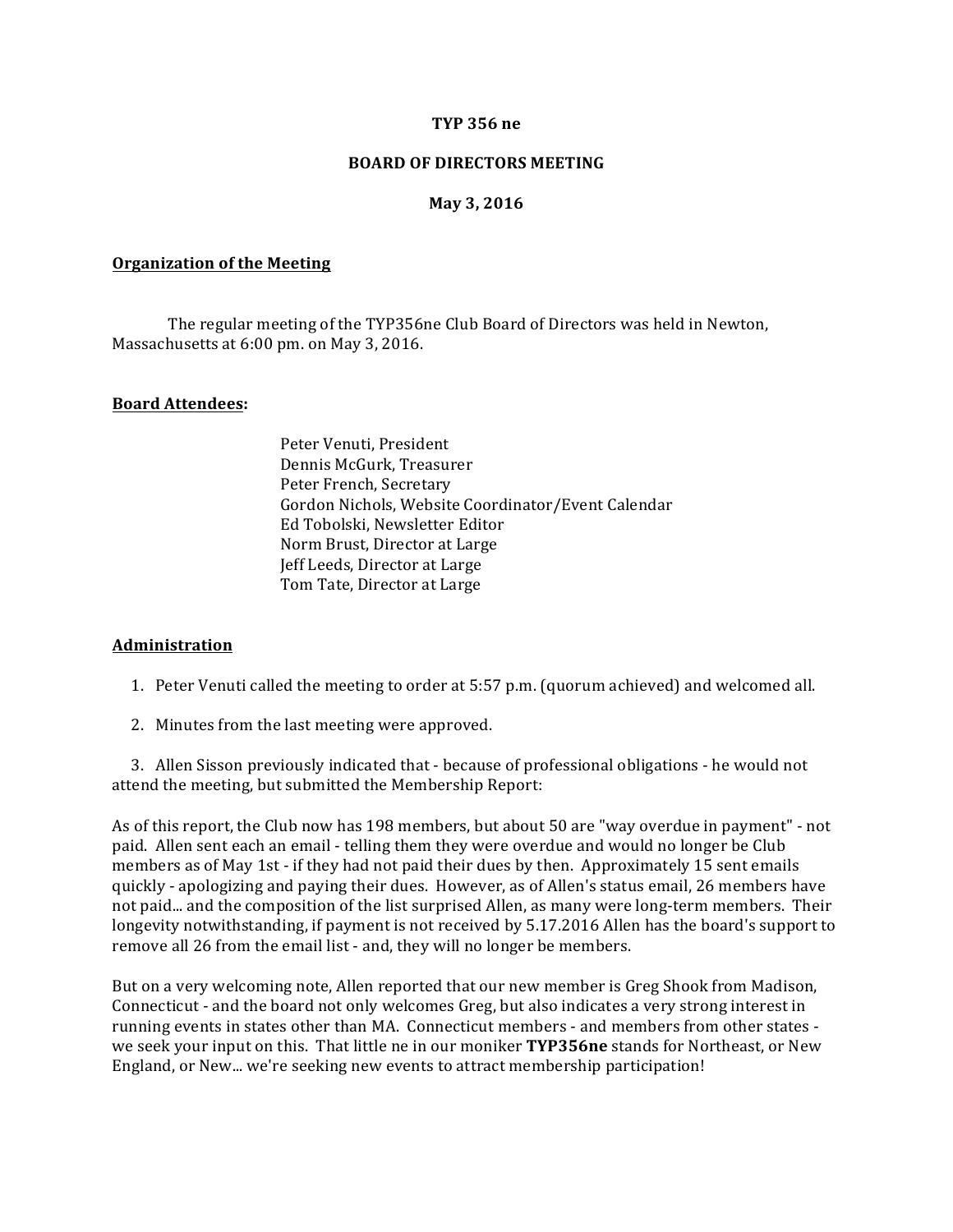**TYP 356 ne**

**BOARD OF DIRECTORS MEETING**

**May 3, 2016**

## Organization of the Meeting

The regular meeting of the TYP356ne Club Board of Directors was held in Newton, Massachusetts at 6:00 pm. on May 3, 2016.

## Board Attendees:

Peter Venuti, President
Dennis McGurk, Treasurer
Peter French, Secretary
Gordon Nichols, Website Coordinator/Event Calendar
Ed Tobolski, Newsletter Editor
Norm Brust, Director at Large
Jeff Leeds, Director at Large
Tom Tate, Director at Large

## Administration

1. Peter Venuti called the meeting to order at 5:57 p.m. (quorum achieved) and welcomed all.

2. Minutes from the last meeting were approved.

3. Allen Sisson previously indicated that - because of professional obligations - he would not attend the meeting, but submitted the Membership Report:

As of this report, the Club now has 198 members, but about 50 are "way overdue in payment" - not paid. Allen sent each an email - telling them they were overdue and would no longer be Club members as of May 1st - if they had not paid their dues by then. Approximately 15 sent emails quickly - apologizing and paying their dues. However, as of Allen's status email, 26 members have not paid... and the composition of the list surprised Allen, as many were long-term members. Their longevity notwithstanding, if payment is not received by 5.17.2016 Allen has the board's support to remove all 26 from the email list - and, they will no longer be members.

But on a very welcoming note, Allen reported that our new member is Greg Shook from Madison, Connecticut - and the board not only welcomes Greg, but also indicates a very strong interest in running events in states other than MA. Connecticut members - and members from other states - we seek your input on this. That little ne in our moniker **TYP356ne** stands for Northeast, or New England, or New... we're seeking new events to attract membership participation!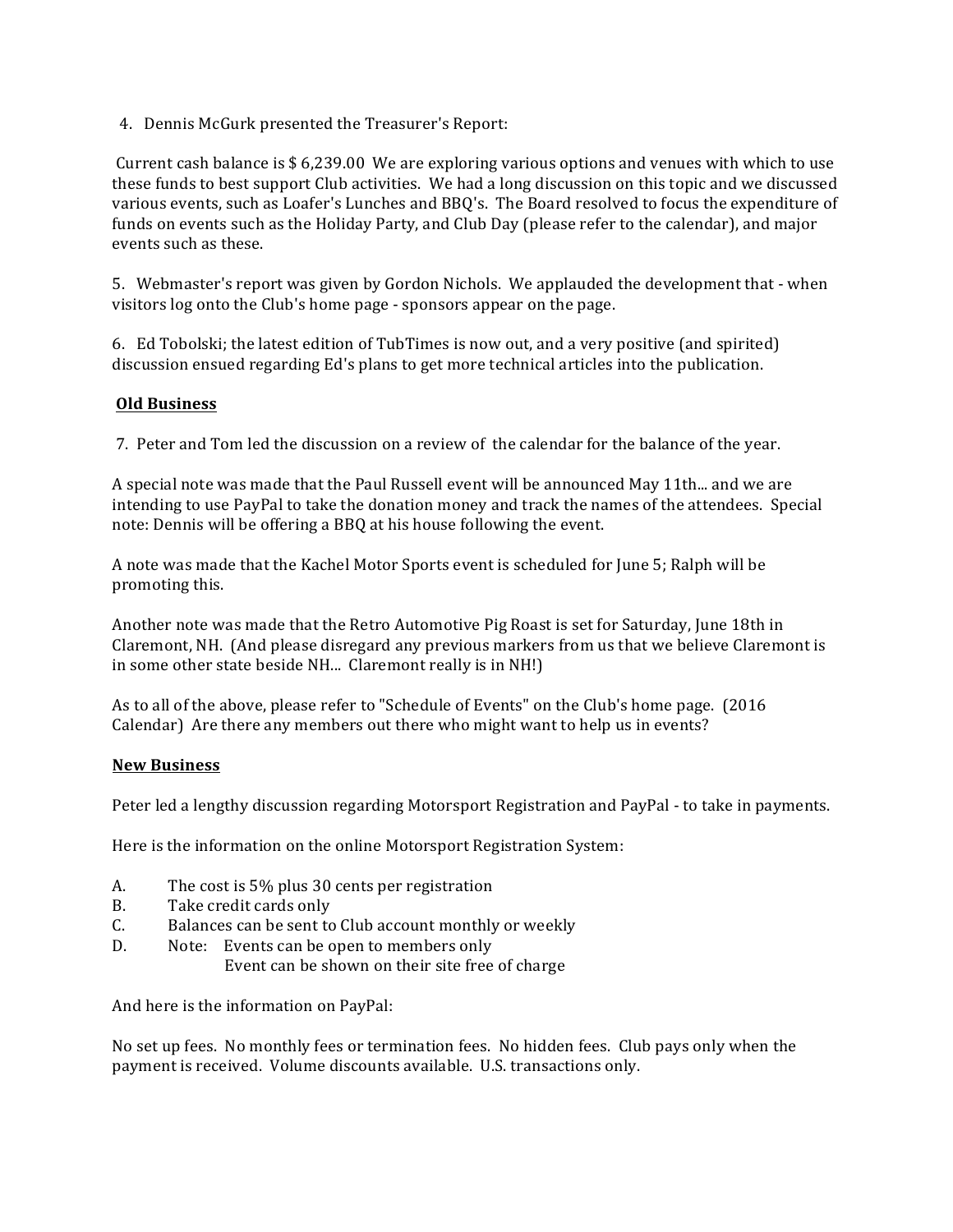4. Dennis McGurk presented the Treasurer's Report:

Current cash balance is $ 6,239.00 We are exploring various options and venues with which to use these funds to best support Club activities. We had a long discussion on this topic and we discussed various events, such as Loafer's Lunches and BBQ's. The Board resolved to focus the expenditure of funds on events such as the Holiday Party, and Club Day (please refer to the calendar), and major events such as these.

5. Webmaster's report was given by Gordon Nichols. We applauded the development that - when visitors log onto the Club's home page - sponsors appear on the page.

6. Ed Tobolski; the latest edition of TubTimes is now out, and a very positive (and spirited) discussion ensued regarding Ed's plans to get more technical articles into the publication.

**Old Business**

7. Peter and Tom led the discussion on a review of the calendar for the balance of the year.

A special note was made that the Paul Russell event will be announced May 11th... and we are intending to use PayPal to take the donation money and track the names of the attendees. Special note: Dennis will be offering a BBQ at his house following the event.

A note was made that the Kachel Motor Sports event is scheduled for June 5; Ralph will be promoting this.

Another note was made that the Retro Automotive Pig Roast is set for Saturday, June 18th in Claremont, NH. (And please disregard any previous markers from us that we believe Claremont is in some other state beside NH... Claremont really is in NH!)

As to all of the above, please refer to "Schedule of Events" on the Club's home page. (2016 Calendar) Are there any members out there who might want to help us in events?

**New Business**

Peter led a lengthy discussion regarding Motorsport Registration and PayPal - to take in payments.

Here is the information on the online Motorsport Registration System:

A. The cost is 5% plus 30 cents per registration
B. Take credit cards only
C. Balances can be sent to Club account monthly or weekly
D. Note: Events can be open to members only
   Event can be shown on their site free of charge

And here is the information on PayPal:

No set up fees. No monthly fees or termination fees. No hidden fees. Club pays only when the payment is received. Volume discounts available. U.S. transactions only.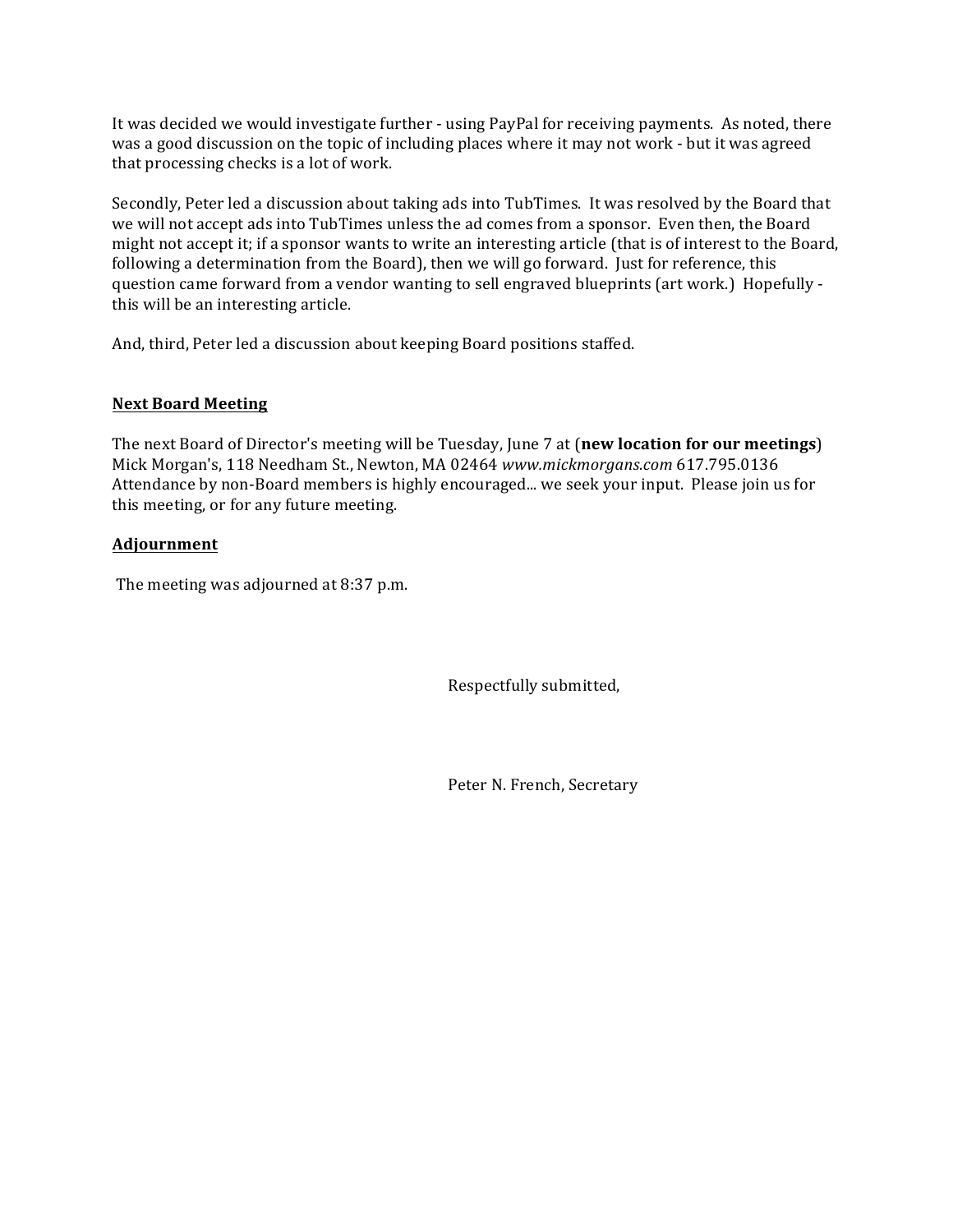It was decided we would investigate further - using PayPal for receiving payments. As noted, there was a good discussion on the topic of including places where it may not work - but it was agreed that processing checks is a lot of work.

Secondly, Peter led a discussion about taking ads into TubTimes. It was resolved by the Board that we will not accept ads into TubTimes unless the ad comes from a sponsor. Even then, the Board might not accept it; if a sponsor wants to write an interesting article (that is of interest to the Board, following a determination from the Board), then we will go forward. Just for reference, this question came forward from a vendor wanting to sell engraved blueprints (art work.) Hopefully - this will be an interesting article.

And, third, Peter led a discussion about keeping Board positions staffed.

**Next Board Meeting**

The next Board of Director's meeting will be Tuesday, June 7 at (**new location for our meetings**) Mick Morgan's, 118 Needham St., Newton, MA 02464 *www.mickmorgans.com* 617.795.0136 Attendance by non-Board members is highly encouraged... we seek your input. Please join us for this meeting, or for any future meeting.

**Adjournment**

The meeting was adjourned at 8:37 p.m.

Respectfully submitted,

Peter N. French, Secretary